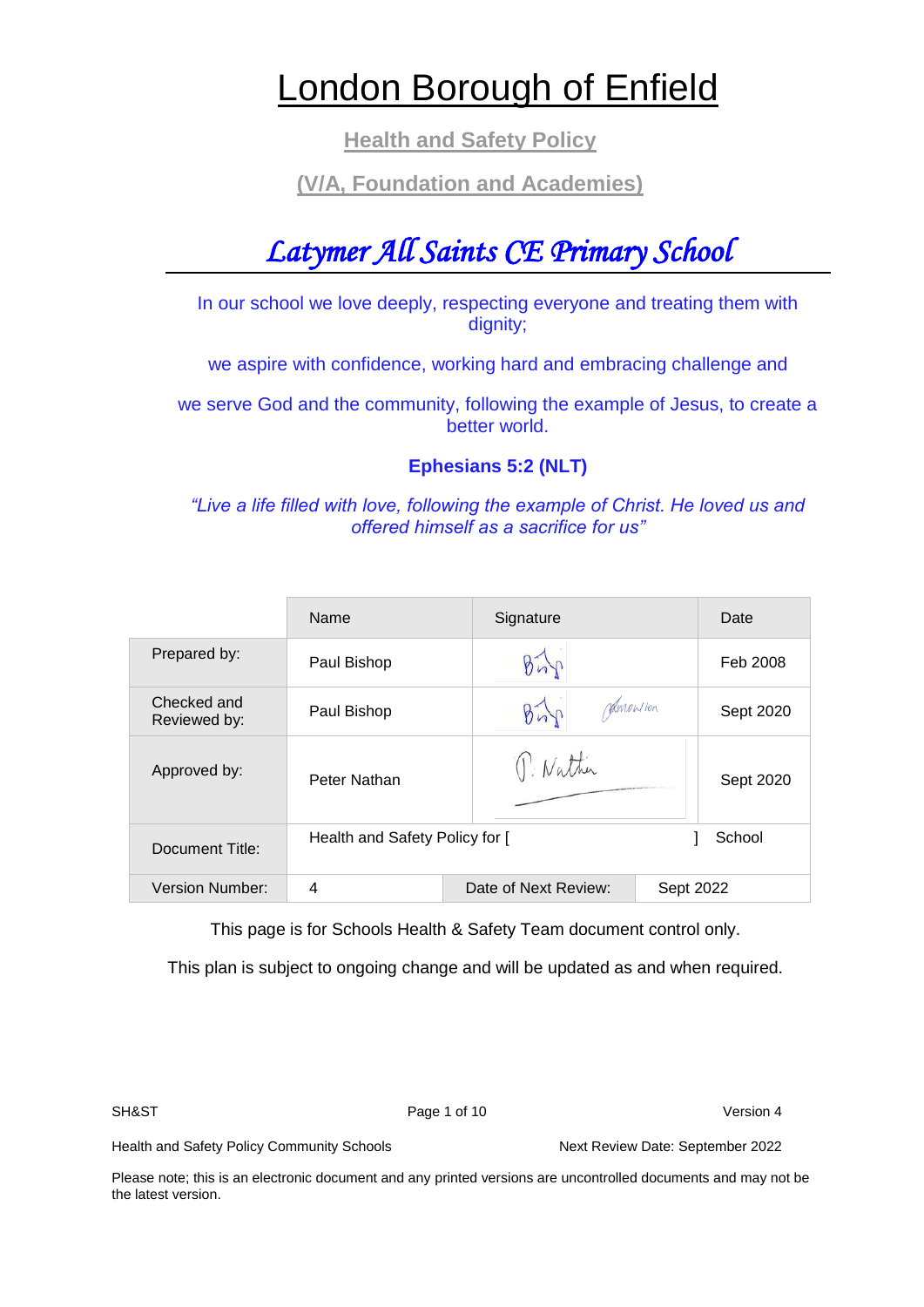# London Borough of Enfield

## Health and Safety Policy

## (V/A, Foundation and Academies)

# *Latymer All Saints CE Primary School*

In our school we love deeply, respecting everyone and treating them with dignity;

we aspire with confidence, working hard and embracing challenge and

we serve God and the community, following the example of Jesus, to create a better world.

**Ephesians 5:2 (NLT)**

*"Live a life filled with love, following the example of Christ. He loved us and offered himself as a sacrifice for us"*

| | Name | Signature | Date |
|---|---|---|---|
| Prepared by: | Paul Bishop | | Feb 2008 |
| Checked and Reviewed by: | Paul Bishop | | Sept 2020 |
| Approved by: | Peter Nathan | | Sept 2020 |
| Document Title: | Health and Safety Policy for [ ] School | | |
| Version Number: | 4 | Date of Next Review: | Sept 2022 |

This page is for Schools Health & Safety Team document control only.

This plan is subject to ongoing change and will be updated as and when required.

Please note; this is an electronic document and any printed versions are uncontrolled documents and may not be the latest version.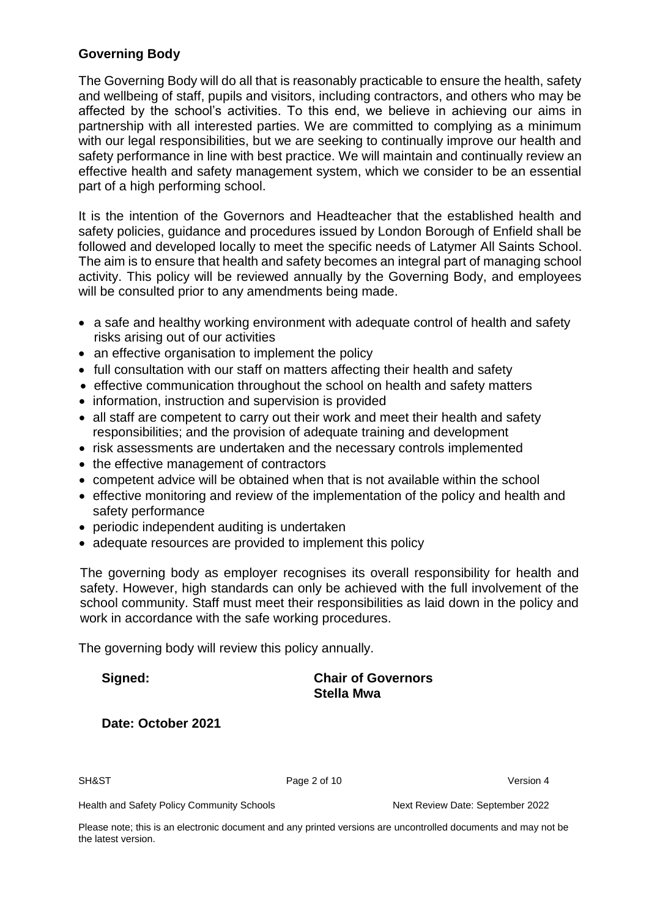## Governing Body

The Governing Body will do all that is reasonably practicable to ensure the health, safety and wellbeing of staff, pupils and visitors, including contractors, and others who may be affected by the school's activities. To this end, we believe in achieving our aims in partnership with all interested parties. We are committed to complying as a minimum with our legal responsibilities, but we are seeking to continually improve our health and safety performance in line with best practice. We will maintain and continually review an effective health and safety management system, which we consider to be an essential part of a high performing school.

It is the intention of the Governors and Headteacher that the established health and safety policies, guidance and procedures issued by London Borough of Enfield shall be followed and developed locally to meet the specific needs of Latymer All Saints School. The aim is to ensure that health and safety becomes an integral part of managing school activity. This policy will be reviewed annually by the Governing Body, and employees will be consulted prior to any amendments being made.

- a safe and healthy working environment with adequate control of health and safety risks arising out of our activities
- an effective organisation to implement the policy
- full consultation with our staff on matters affecting their health and safety
- effective communication throughout the school on health and safety matters
- information, instruction and supervision is provided
- all staff are competent to carry out their work and meet their health and safety responsibilities; and the provision of adequate training and development
- risk assessments are undertaken and the necessary controls implemented
- the effective management of contractors
- competent advice will be obtained when that is not available within the school
- effective monitoring and review of the implementation of the policy and health and safety performance
- periodic independent auditing is undertaken
- adequate resources are provided to implement this policy

The governing body as employer recognises its overall responsibility for health and safety. However, high standards can only be achieved with the full involvement of the school community. Staff must meet their responsibilities as laid down in the policy and work in accordance with the safe working procedures.

The governing body will review this policy annually.

**Signed:** **Chair of Governors**
**Stella Mwa**

**Date: October 2021**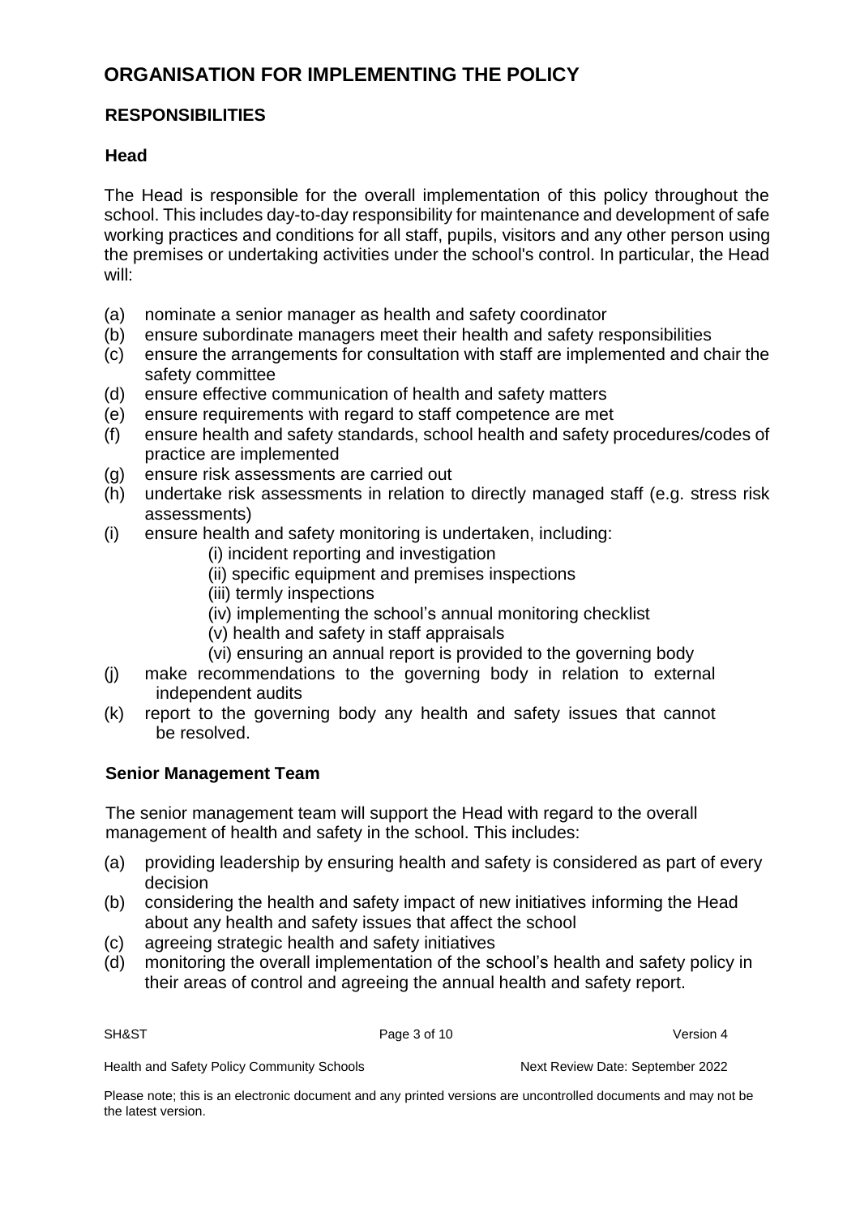# ORGANISATION FOR IMPLEMENTING THE POLICY

## RESPONSIBILITIES

### Head

The Head is responsible for the overall implementation of this policy throughout the school. This includes day-to-day responsibility for maintenance and development of safe working practices and conditions for all staff, pupils, visitors and any other person using the premises or undertaking activities under the school's control. In particular, the Head will:

(a) nominate a senior manager as health and safety coordinator
(b) ensure subordinate managers meet their health and safety responsibilities
(c) ensure the arrangements for consultation with staff are implemented and chair the safety committee
(d) ensure effective communication of health and safety matters
(e) ensure requirements with regard to staff competence are met
(f) ensure health and safety standards, school health and safety procedures/codes of practice are implemented
(g) ensure risk assessments are carried out
(h) undertake risk assessments in relation to directly managed staff (e.g. stress risk assessments)
(i) ensure health and safety monitoring is undertaken, including:
  (i) incident reporting and investigation
  (ii) specific equipment and premises inspections
  (iii) termly inspections
  (iv) implementing the school's annual monitoring checklist
  (v) health and safety in staff appraisals
  (vi) ensuring an annual report is provided to the governing body
(j) make recommendations to the governing body in relation to external independent audits
(k) report to the governing body any health and safety issues that cannot be resolved.

### Senior Management Team

The senior management team will support the Head with regard to the overall management of health and safety in the school. This includes:

(a) providing leadership by ensuring health and safety is considered as part of every decision
(b) considering the health and safety impact of new initiatives informing the Head about any health and safety issues that affect the school
(c) agreeing strategic health and safety initiatives
(d) monitoring the overall implementation of the school's health and safety policy in their areas of control and agreeing the annual health and safety report.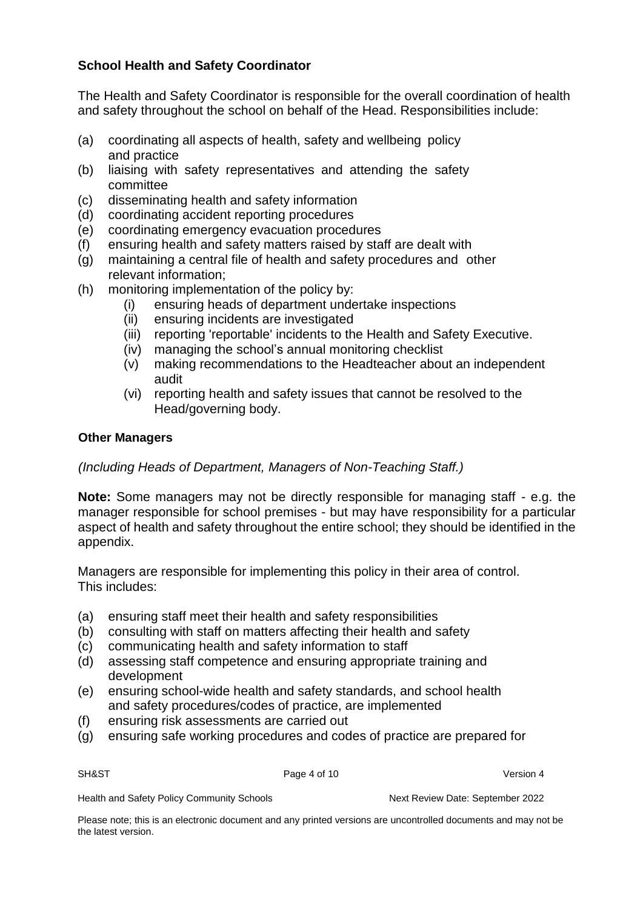**School Health and Safety Coordinator**

The Health and Safety Coordinator is responsible for the overall coordination of health and safety throughout the school on behalf of the Head. Responsibilities include:

(a) coordinating all aspects of health, safety and wellbeing policy and practice
(b) liaising with safety representatives and attending the safety committee
(c) disseminating health and safety information
(d) coordinating accident reporting procedures
(e) coordinating emergency evacuation procedures
(f) ensuring health and safety matters raised by staff are dealt with
(g) maintaining a central file of health and safety procedures and other relevant information;
(h) monitoring implementation of the policy by:
    (i) ensuring heads of department undertake inspections
    (ii) ensuring incidents are investigated
    (iii) reporting 'reportable' incidents to the Health and Safety Executive.
    (iv) managing the school's annual monitoring checklist
    (v) making recommendations to the Headteacher about an independent audit
    (vi) reporting health and safety issues that cannot be resolved to the Head/governing body.

**Other Managers**

*(Including Heads of Department, Managers of Non-Teaching Staff.)*

**Note:** Some managers may not be directly responsible for managing staff - e.g. the manager responsible for school premises - but may have responsibility for a particular aspect of health and safety throughout the entire school; they should be identified in the appendix.

Managers are responsible for implementing this policy in their area of control. This includes:

(a) ensuring staff meet their health and safety responsibilities
(b) consulting with staff on matters affecting their health and safety
(c) communicating health and safety information to staff
(d) assessing staff competence and ensuring appropriate training and development
(e) ensuring school-wide health and safety standards, and school health and safety procedures/codes of practice, are implemented
(f) ensuring risk assessments are carried out
(g) ensuring safe working procedures and codes of practice are prepared for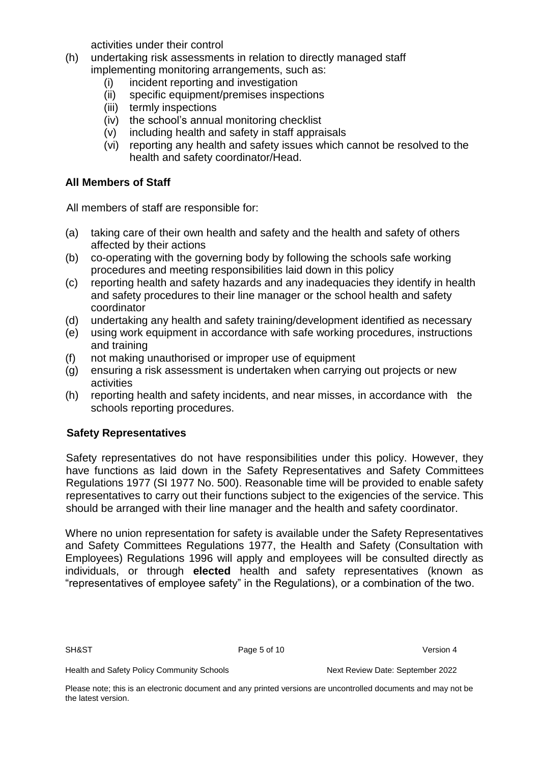activities under their control

(h) undertaking risk assessments in relation to directly managed staff implementing monitoring arrangements, such as:
   (i) incident reporting and investigation
   (ii) specific equipment/premises inspections
   (iii) termly inspections
   (iv) the school's annual monitoring checklist
   (v) including health and safety in staff appraisals
   (vi) reporting any health and safety issues which cannot be resolved to the health and safety coordinator/Head.

**All Members of Staff**

All members of staff are responsible for:

(a) taking care of their own health and safety and the health and safety of others affected by their actions
(b) co-operating with the governing body by following the schools safe working procedures and meeting responsibilities laid down in this policy
(c) reporting health and safety hazards and any inadequacies they identify in health and safety procedures to their line manager or the school health and safety coordinator
(d) undertaking any health and safety training/development identified as necessary
(e) using work equipment in accordance with safe working procedures, instructions and training
(f) not making unauthorised or improper use of equipment
(g) ensuring a risk assessment is undertaken when carrying out projects or new activities
(h) reporting health and safety incidents, and near misses, in accordance with the schools reporting procedures.

**Safety Representatives**

Safety representatives do not have responsibilities under this policy. However, they have functions as laid down in the Safety Representatives and Safety Committees Regulations 1977 (SI 1977 No. 500). Reasonable time will be provided to enable safety representatives to carry out their functions subject to the exigencies of the service. This should be arranged with their line manager and the health and safety coordinator.

Where no union representation for safety is available under the Safety Representatives and Safety Committees Regulations 1977, the Health and Safety (Consultation with Employees) Regulations 1996 will apply and employees will be consulted directly as individuals, or through **elected** health and safety representatives (known as "representatives of employee safety" in the Regulations), or a combination of the two.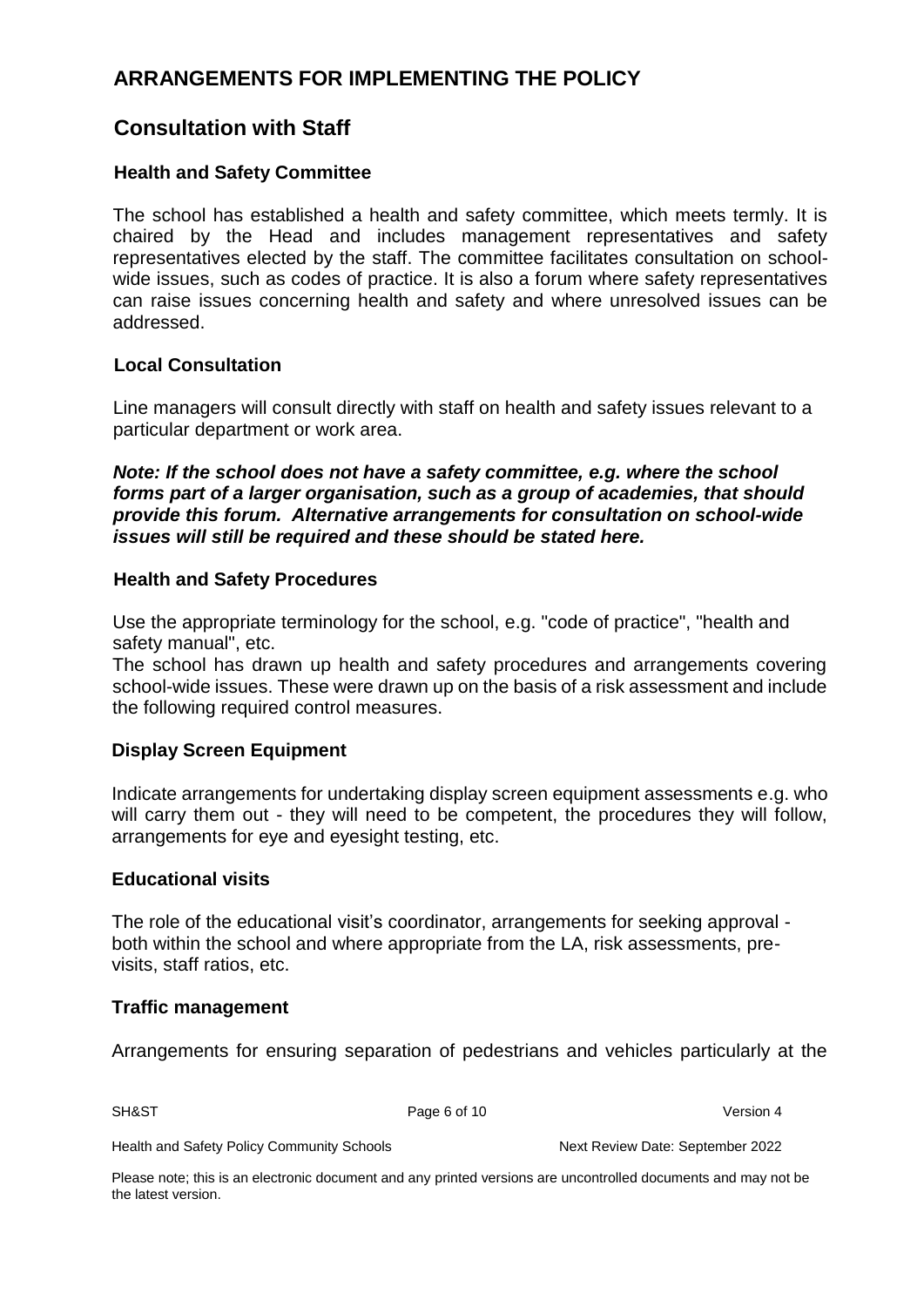# ARRANGEMENTS FOR IMPLEMENTING THE POLICY

## Consultation with Staff

### Health and Safety Committee

The school has established a health and safety committee, which meets termly. It is chaired by the Head and includes management representatives and safety representatives elected by the staff. The committee facilitates consultation on school-wide issues, such as codes of practice. It is also a forum where safety representatives can raise issues concerning health and safety and where unresolved issues can be addressed.

### Local Consultation

Line managers will consult directly with staff on health and safety issues relevant to a particular department or work area.

***Note: If the school does not have a safety committee, e.g. where the school forms part of a larger organisation, such as a group of academies, that should provide this forum. Alternative arrangements for consultation on school-wide issues will still be required and these should be stated here.***

### Health and Safety Procedures

Use the appropriate terminology for the school, e.g. "code of practice", "health and safety manual", etc.

The school has drawn up health and safety procedures and arrangements covering school-wide issues. These were drawn up on the basis of a risk assessment and include the following required control measures.

### Display Screen Equipment

Indicate arrangements for undertaking display screen equipment assessments e.g. who will carry them out - they will need to be competent, the procedures they will follow, arrangements for eye and eyesight testing, etc.

### Educational visits

The role of the educational visit's coordinator, arrangements for seeking approval - both within the school and where appropriate from the LA, risk assessments, pre-visits, staff ratios, etc.

### Traffic management

Arrangements for ensuring separation of pedestrians and vehicles particularly at the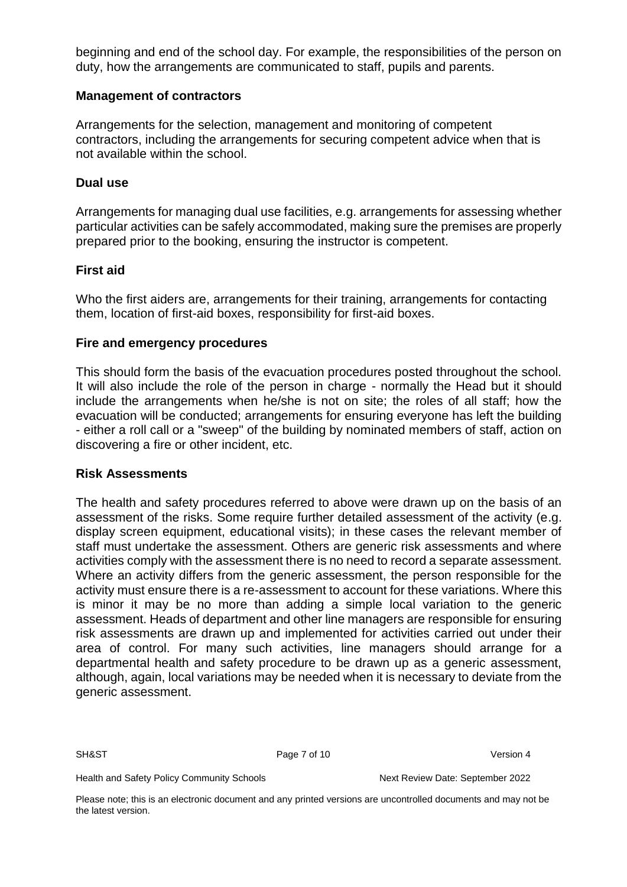beginning and end of the school day. For example, the responsibilities of the person on duty, how the arrangements are communicated to staff, pupils and parents.

**Management of contractors**

Arrangements for the selection, management and monitoring of competent contractors, including the arrangements for securing competent advice when that is not available within the school.

**Dual use**

Arrangements for managing dual use facilities, e.g. arrangements for assessing whether particular activities can be safely accommodated, making sure the premises are properly prepared prior to the booking, ensuring the instructor is competent.

**First aid**

Who the first aiders are, arrangements for their training, arrangements for contacting them, location of first-aid boxes, responsibility for first-aid boxes.

**Fire and emergency procedures**

This should form the basis of the evacuation procedures posted throughout the school. It will also include the role of the person in charge - normally the Head but it should include the arrangements when he/she is not on site; the roles of all staff; how the evacuation will be conducted; arrangements for ensuring everyone has left the building - either a roll call or a "sweep" of the building by nominated members of staff, action on discovering a fire or other incident, etc.

**Risk Assessments**

The health and safety procedures referred to above were drawn up on the basis of an assessment of the risks. Some require further detailed assessment of the activity (e.g. display screen equipment, educational visits); in these cases the relevant member of staff must undertake the assessment. Others are generic risk assessments and where activities comply with the assessment there is no need to record a separate assessment. Where an activity differs from the generic assessment, the person responsible for the activity must ensure there is a re-assessment to account for these variations. Where this is minor it may be no more than adding a simple local variation to the generic assessment. Heads of department and other line managers are responsible for ensuring risk assessments are drawn up and implemented for activities carried out under their area of control. For many such activities, line managers should arrange for a departmental health and safety procedure to be drawn up as a generic assessment, although, again, local variations may be needed when it is necessary to deviate from the generic assessment.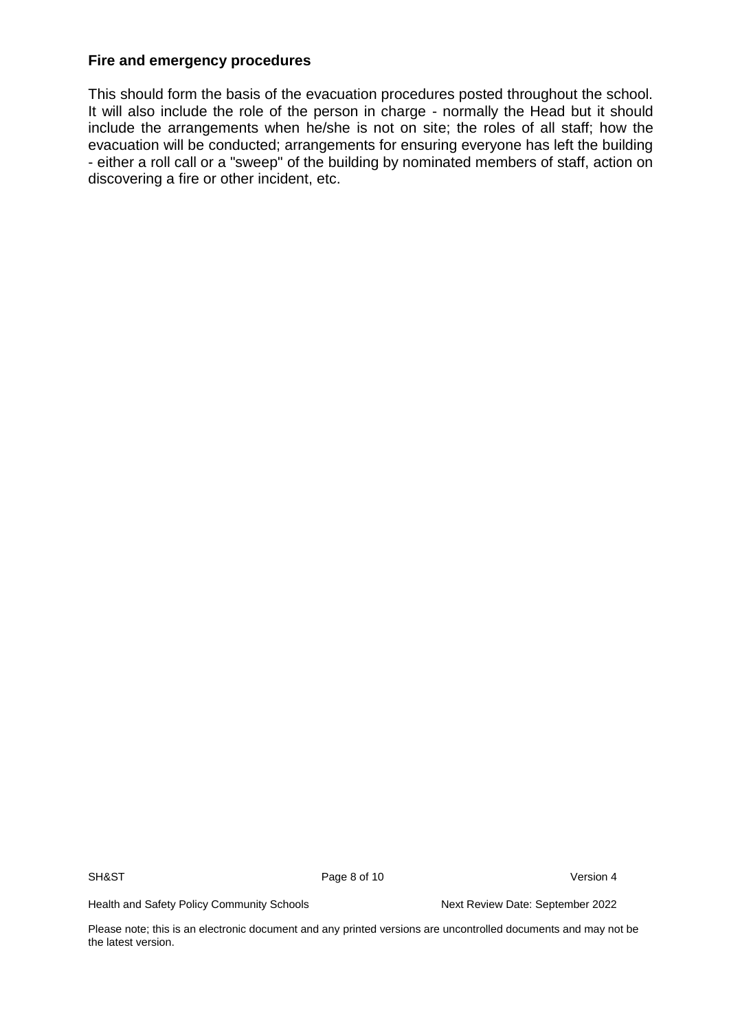### Fire and emergency procedures

This should form the basis of the evacuation procedures posted throughout the school. It will also include the role of the person in charge - normally the Head but it should include the arrangements when he/she is not on site; the roles of all staff; how the evacuation will be conducted; arrangements for ensuring everyone has left the building - either a roll call or a "sweep" of the building by nominated members of staff, action on discovering a fire or other incident, etc.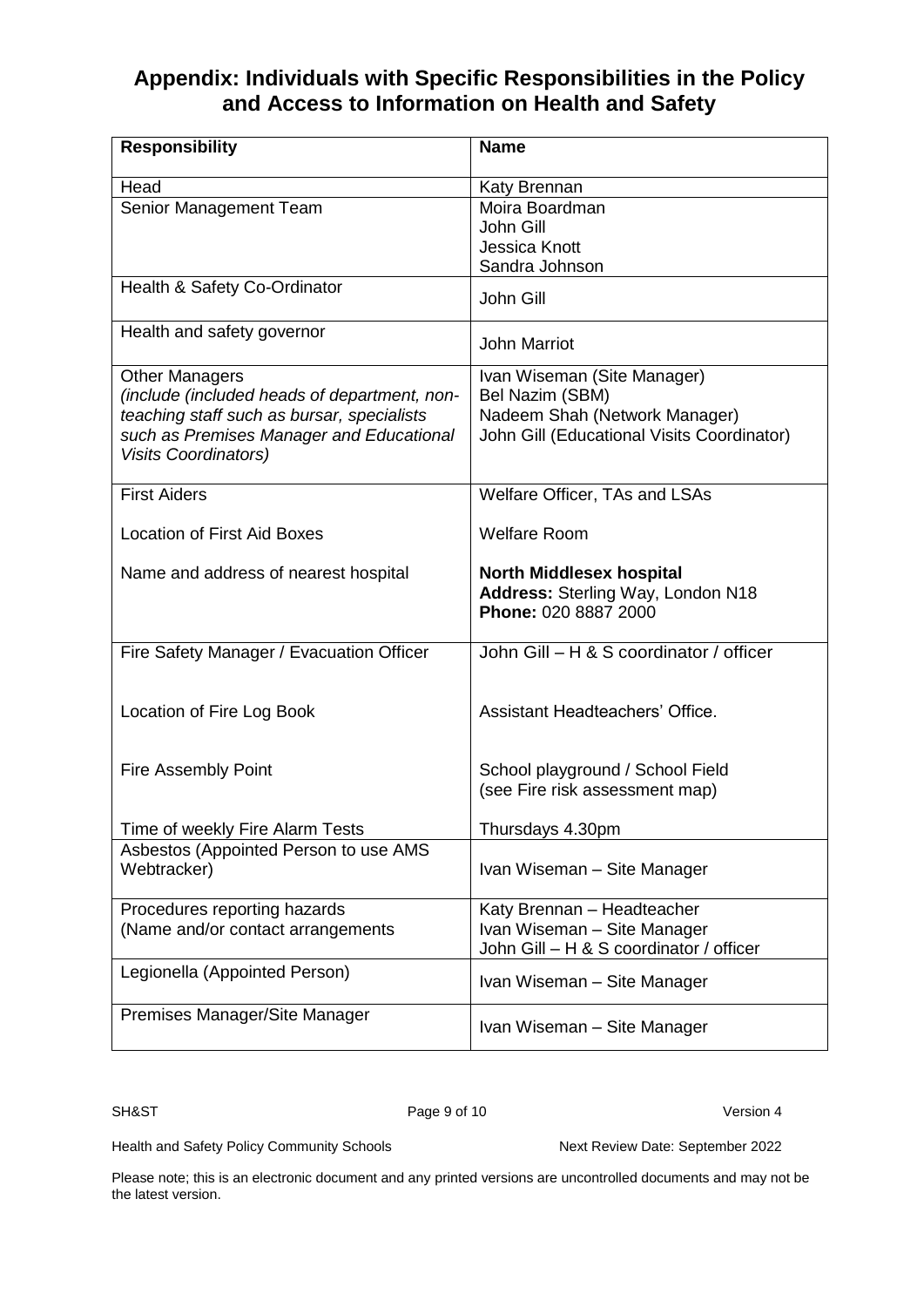## Appendix: Individuals with Specific Responsibilities in the Policy and Access to Information on Health and Safety

| Responsibility | Name |
|---|---|
| Head | Katy Brennan |
| Senior Management Team | Moira Boardman<br>John Gill<br>Jessica Knott<br>Sandra Johnson |
| Health & Safety Co-Ordinator | John Gill |
| Health and safety governor | John Marriot |
| Other Managers<br>*(include (included heads of department, non-teaching staff such as bursar, specialists such as Premises Manager and Educational Visits Coordinators)* | Ivan Wiseman (Site Manager)<br>Bel Nazim (SBM)<br>Nadeem Shah (Network Manager)<br>John Gill (Educational Visits Coordinator) |
| First Aiders<br><br>Location of First Aid Boxes<br><br>Name and address of nearest hospital | Welfare Officer, TAs and LSAs<br><br>Welfare Room<br><br>**North Middlesex hospital**<br>**Address:** Sterling Way, London N18<br>**Phone:** 020 8887 2000 |
| Fire Safety Manager / Evacuation Officer<br><br>Location of Fire Log Book<br><br>Fire Assembly Point<br><br>Time of weekly Fire Alarm Tests | John Gill – H & S coordinator / officer<br><br>Assistant Headteachers' Office.<br><br>School playground / School Field<br>(see Fire risk assessment map)<br><br>Thursdays 4.30pm |
| Asbestos (Appointed Person to use AMS Webtracker) | Ivan Wiseman – Site Manager |
| Procedures reporting hazards<br>(Name and/or contact arrangements | Katy Brennan – Headteacher<br>Ivan Wiseman – Site Manager<br>John Gill – H & S coordinator / officer |
| Legionella (Appointed Person) | Ivan Wiseman – Site Manager |
| Premises Manager/Site Manager | Ivan Wiseman – Site Manager |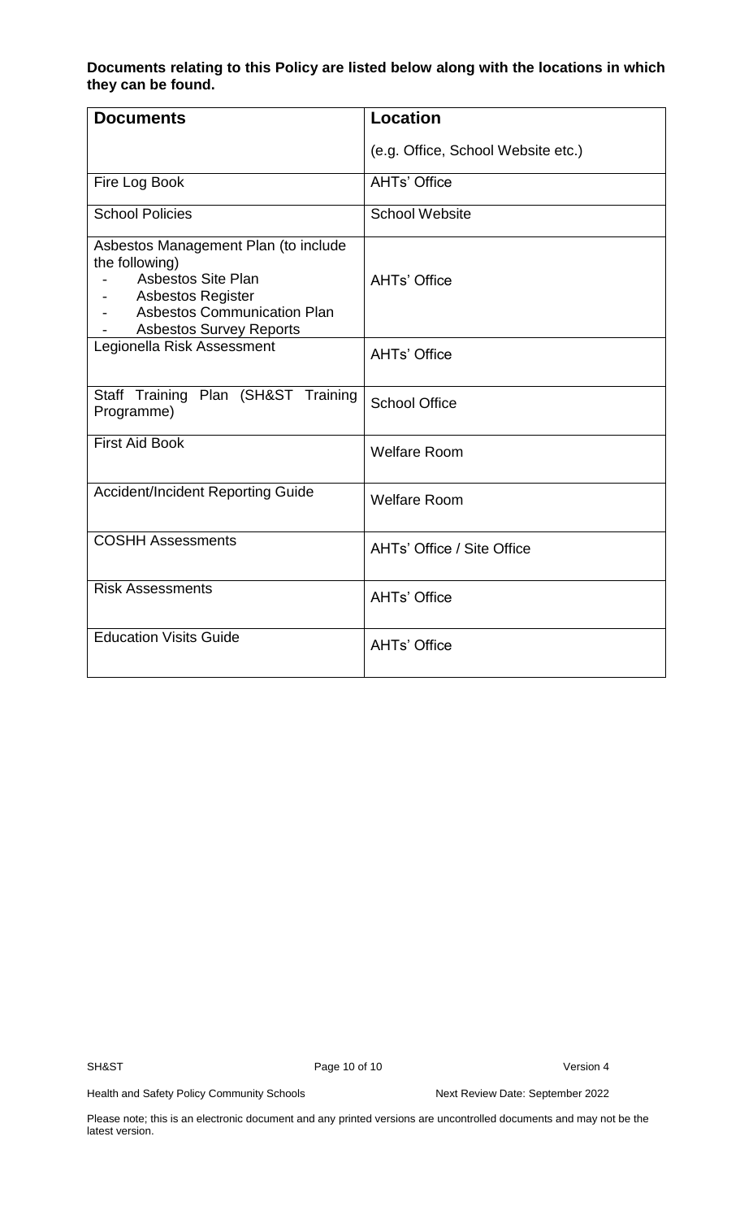**Documents relating to this Policy are listed below along with the locations in which they can be found.**

| Documents | Location |
|---|---|
| | (e.g. Office, School Website etc.) |
| Fire Log Book | AHTs' Office |
| School Policies | School Website |
| Asbestos Management Plan (to include the following)<br>- Asbestos Site Plan<br>- Asbestos Register<br>- Asbestos Communication Plan<br>- Asbestos Survey Reports | AHTs' Office |
| Legionella Risk Assessment | AHTs' Office |
| Staff Training Plan (SH&ST Training Programme) | School Office |
| First Aid Book | Welfare Room |
| Accident/Incident Reporting Guide | Welfare Room |
| COSHH Assessments | AHTs' Office / Site Office |
| Risk Assessments | AHTs' Office |
| Education Visits Guide | AHTs' Office |